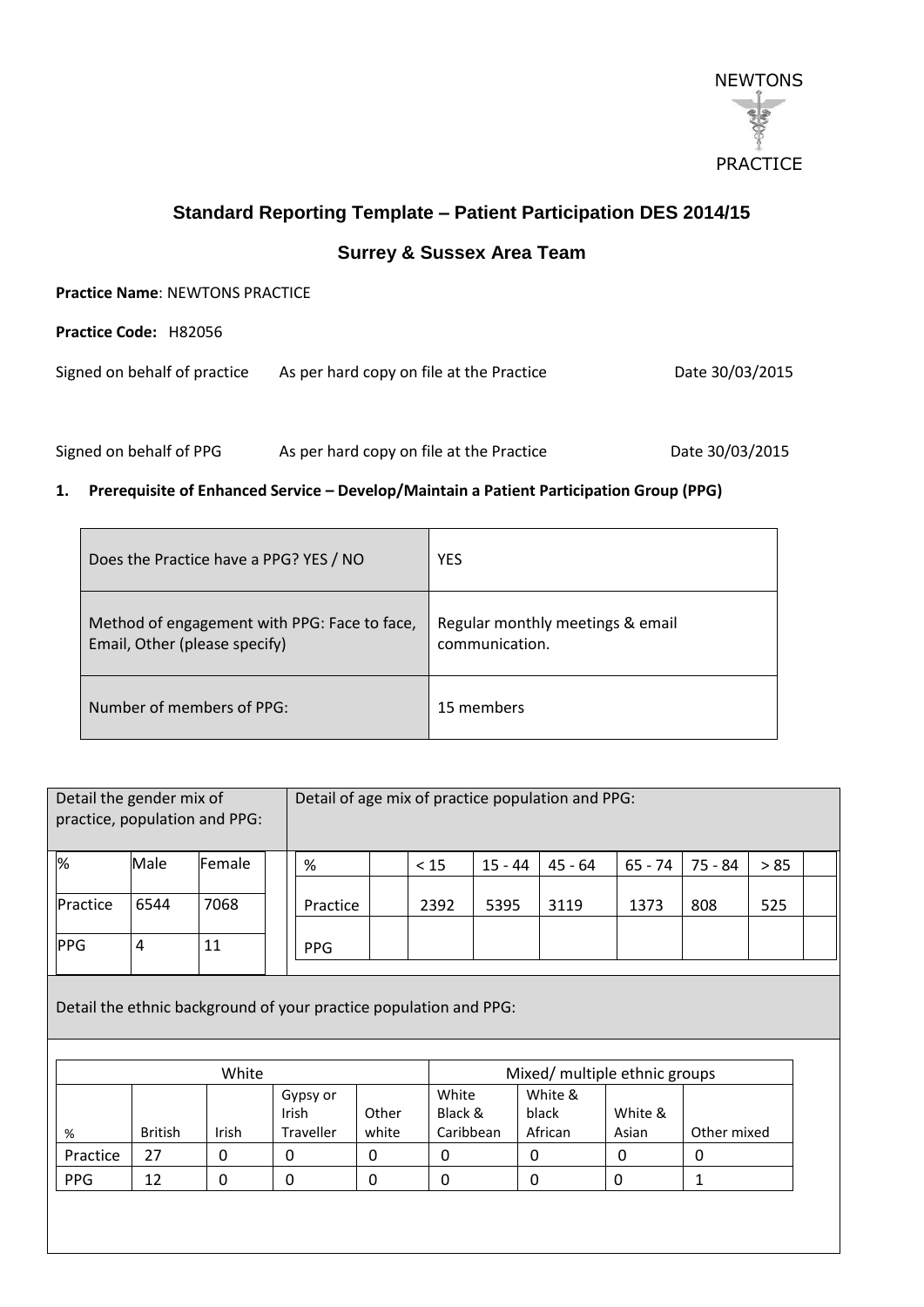NEWTONS

PRACTICE

## Standard Reporting Template – Patient Participation DES 2014/15

### Surrey & Sussex Area Team

**Practice Name**: NEWTONS PRACTICE

**Practice Code:** H82056

Signed on behalf of practice As per hard copy on file at the Practice Date 30/03/2015

Signed on behalf of PPG As per hard copy on file at the Practice Date 30/03/2015

**1. Prerequisite of Enhanced Service – Develop/Maintain a Patient Participation Group (PPG)**

| | |
|---|---|
| Does the Practice have a PPG? YES / NO | YES |
| Method of engagement with PPG: Face to face, Email, Other (please specify) | Regular monthly meetings & email communication. |
| Number of members of PPG: | 15 members |

Detail the gender mix of practice, population and PPG:

| % | Male | Female |
|---|---|---|
| Practice | 6544 | 7068 |
| PPG | 4 | 11 |

Detail of age mix of practice population and PPG:

| % | | < 15 | 15 - 44 | 45 - 64 | 65 - 74 | 75 - 84 | > 85 | |
|---|---|---|---|---|---|---|---|---|
| Practice | | 2392 | 5395 | 3119 | 1373 | 808 | 525 | |
| PPG | | | | | | | | |

Detail the ethnic background of your practice population and PPG:

| | White | | | | Mixed/ multiple ethnic groups | | | |
|---|---|---|---|---|---|---|---|---|
| % | British | Irish | Gypsy or Irish Traveller | Other white | White Black & Caribbean | White & black African | White & Asian | Other mixed |
| Practice | 27 | 0 | 0 | 0 | 0 | 0 | 0 | 0 |
| PPG | 12 | 0 | 0 | 0 | 0 | 0 | 0 | 1 |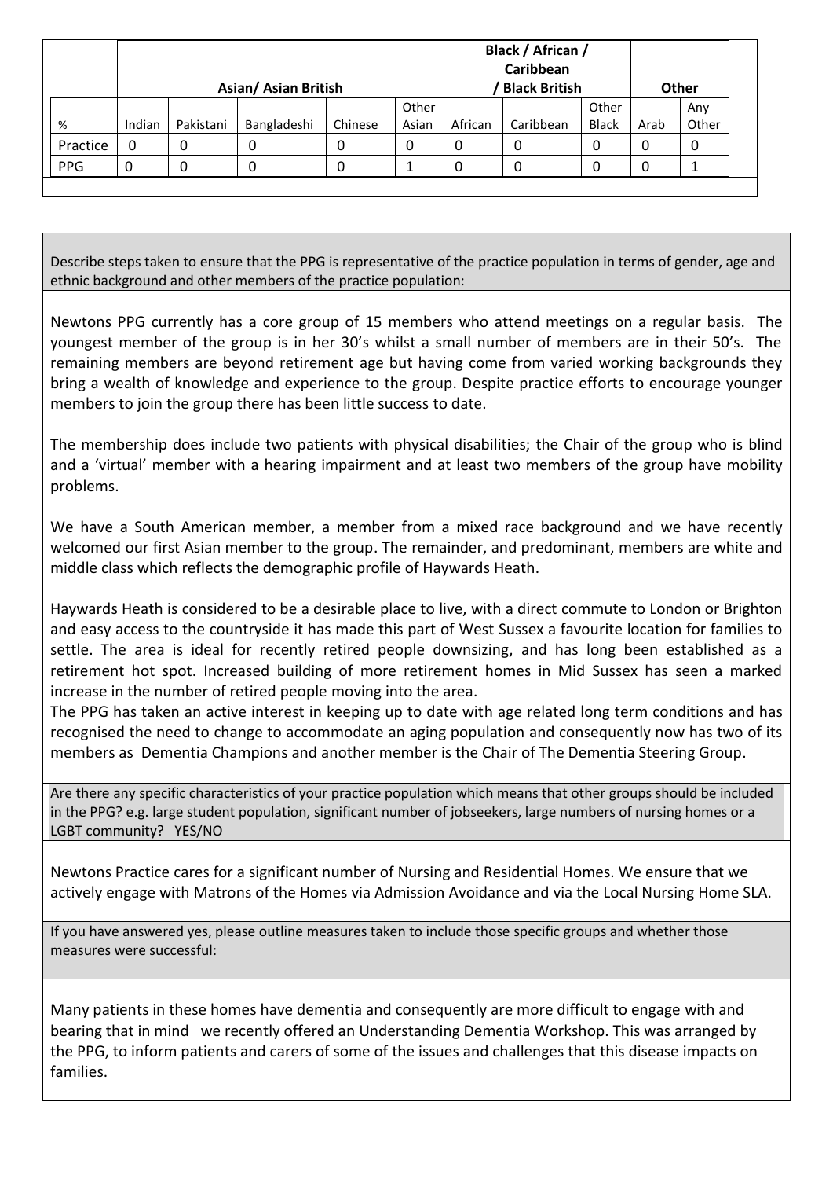| % | Asian/ Asian British | | | | | Black / African / Caribbean / Black British | | | Other | |
|---|---|---|---|---|---|---|---|---|---|---|
| | Indian | Pakistani | Bangladeshi | Chinese | Other Asian | African | Caribbean | Other Black | Arab | Any Other |
| Practice | 0 | 0 | 0 | 0 | 0 | 0 | 0 | 0 | 0 | 0 |
| PPG | 0 | 0 | 0 | 0 | 1 | 0 | 0 | 0 | 0 | 1 |

Describe steps taken to ensure that the PPG is representative of the practice population in terms of gender, age and ethnic background and other members of the practice population:

Newtons PPG currently has a core group of 15 members who attend meetings on a regular basis. The youngest member of the group is in her 30's whilst a small number of members are in their 50's. The remaining members are beyond retirement age but having come from varied working backgrounds they bring a wealth of knowledge and experience to the group. Despite practice efforts to encourage younger members to join the group there has been little success to date.

The membership does include two patients with physical disabilities; the Chair of the group who is blind and a 'virtual' member with a hearing impairment and at least two members of the group have mobility problems.

We have a South American member, a member from a mixed race background and we have recently welcomed our first Asian member to the group. The remainder, and predominant, members are white and middle class which reflects the demographic profile of Haywards Heath.

Haywards Heath is considered to be a desirable place to live, with a direct commute to London or Brighton and easy access to the countryside it has made this part of West Sussex a favourite location for families to settle. The area is ideal for recently retired people downsizing, and has long been established as a retirement hot spot. Increased building of more retirement homes in Mid Sussex has seen a marked increase in the number of retired people moving into the area.
The PPG has taken an active interest in keeping up to date with age related long term conditions and has recognised the need to change to accommodate an aging population and consequently now has two of its members as Dementia Champions and another member is the Chair of The Dementia Steering Group.

Are there any specific characteristics of your practice population which means that other groups should be included in the PPG? e.g. large student population, significant number of jobseekers, large numbers of nursing homes or a LGBT community? YES/NO

Newtons Practice cares for a significant number of Nursing and Residential Homes. We ensure that we actively engage with Matrons of the Homes via Admission Avoidance and via the Local Nursing Home SLA.

If you have answered yes, please outline measures taken to include those specific groups and whether those measures were successful:

Many patients in these homes have dementia and consequently are more difficult to engage with and bearing that in mind we recently offered an Understanding Dementia Workshop. This was arranged by the PPG, to inform patients and carers of some of the issues and challenges that this disease impacts on families.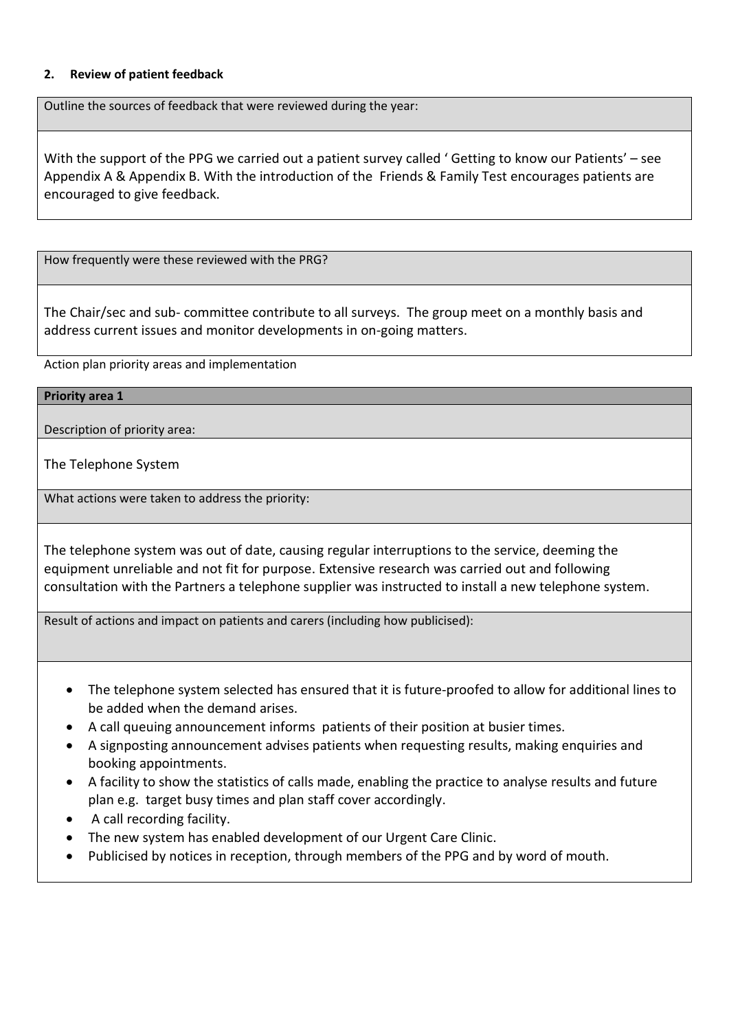**2. Review of patient feedback**

Outline the sources of feedback that were reviewed during the year:

With the support of the PPG we carried out a patient survey called ' Getting to know our Patients' – see Appendix A & Appendix B. With the introduction of the Friends & Family Test encourages patients are encouraged to give feedback.

How frequently were these reviewed with the PRG?

The Chair/sec and sub- committee contribute to all surveys. The group meet on a monthly basis and address current issues and monitor developments in on-going matters.

Action plan priority areas and implementation

**Priority area 1**

Description of priority area:

The Telephone System

What actions were taken to address the priority:

The telephone system was out of date, causing regular interruptions to the service, deeming the equipment unreliable and not fit for purpose. Extensive research was carried out and following consultation with the Partners a telephone supplier was instructed to install a new telephone system.

Result of actions and impact on patients and carers (including how publicised):

- The telephone system selected has ensured that it is future-proofed to allow for additional lines to be added when the demand arises.
- A call queuing announcement informs patients of their position at busier times.
- A signposting announcement advises patients when requesting results, making enquiries and booking appointments.
- A facility to show the statistics of calls made, enabling the practice to analyse results and future plan e.g. target busy times and plan staff cover accordingly.
- A call recording facility.
- The new system has enabled development of our Urgent Care Clinic.
- Publicised by notices in reception, through members of the PPG and by word of mouth.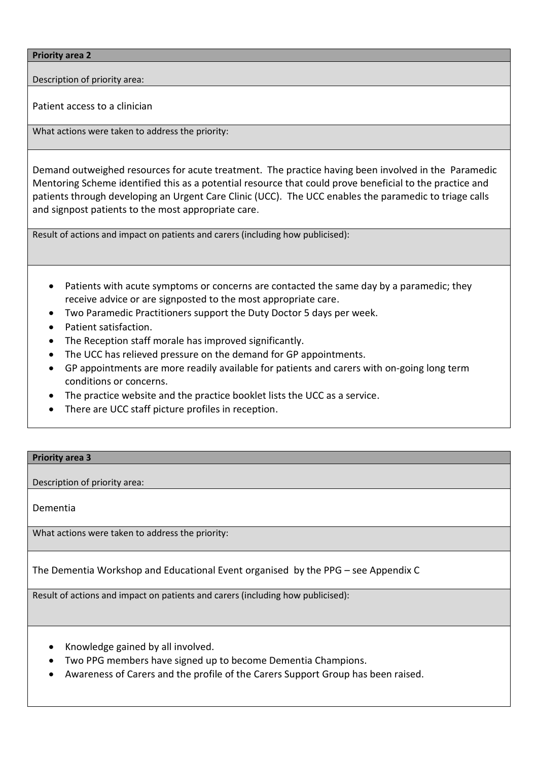**Priority area 2**

Description of priority area:

Patient access to a clinician

What actions were taken to address the priority:

Demand outweighed resources for acute treatment. The practice having been involved in the Paramedic Mentoring Scheme identified this as a potential resource that could prove beneficial to the practice and patients through developing an Urgent Care Clinic (UCC). The UCC enables the paramedic to triage calls and signpost patients to the most appropriate care.

Result of actions and impact on patients and carers (including how publicised):

- Patients with acute symptoms or concerns are contacted the same day by a paramedic; they receive advice or are signposted to the most appropriate care.
- Two Paramedic Practitioners support the Duty Doctor 5 days per week.
- Patient satisfaction.
- The Reception staff morale has improved significantly.
- The UCC has relieved pressure on the demand for GP appointments.
- GP appointments are more readily available for patients and carers with on-going long term conditions or concerns.
- The practice website and the practice booklet lists the UCC as a service.
- There are UCC staff picture profiles in reception.

**Priority area 3**

Description of priority area:

Dementia

What actions were taken to address the priority:

The Dementia Workshop and Educational Event organised by the PPG – see Appendix C

Result of actions and impact on patients and carers (including how publicised):

- Knowledge gained by all involved.
- Two PPG members have signed up to become Dementia Champions.
- Awareness of Carers and the profile of the Carers Support Group has been raised.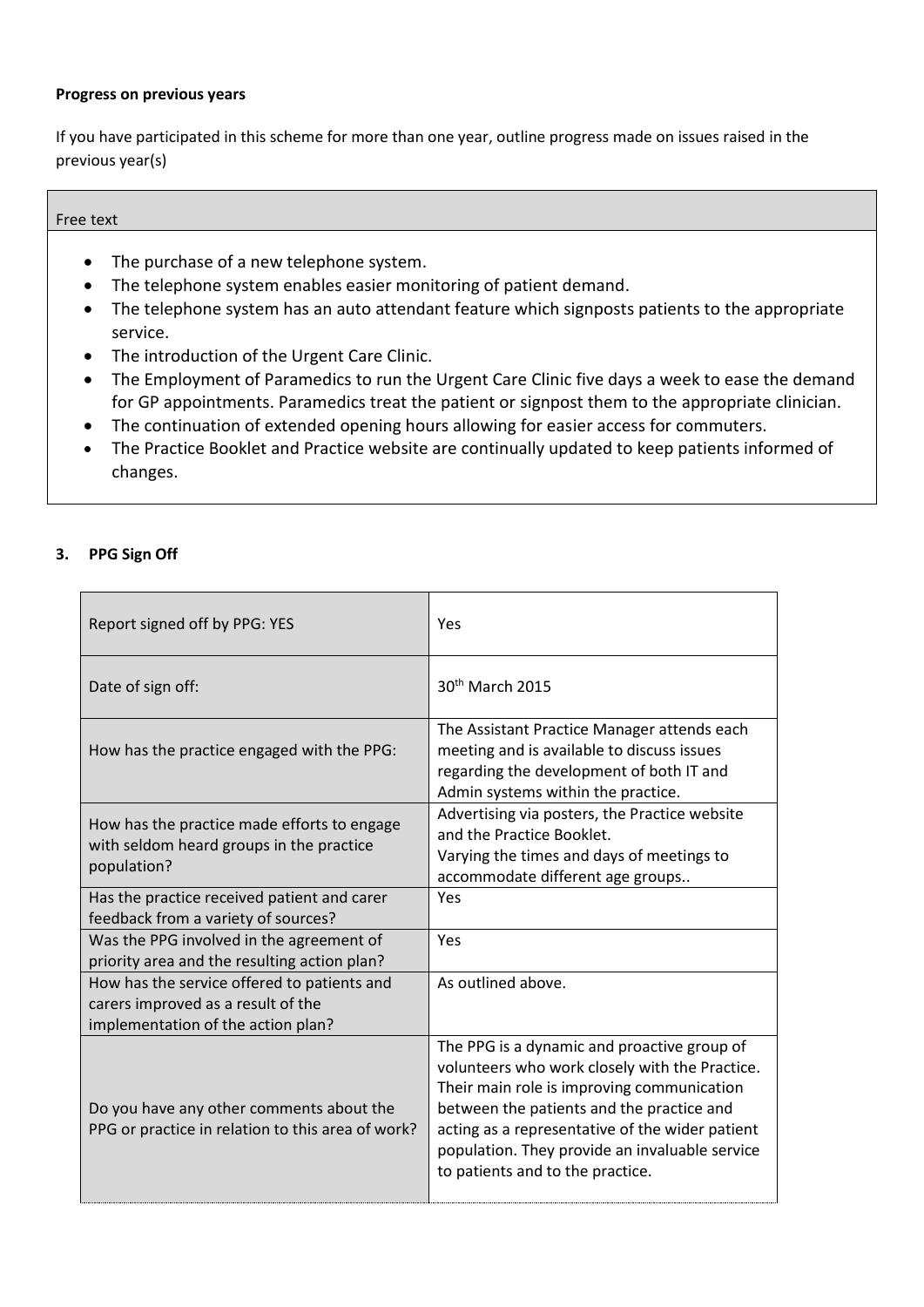**Progress on previous years**

If you have participated in this scheme for more than one year, outline progress made on issues raised in the previous year(s)

| Free text |
| --- |
| • The purchase of a new telephone system.<br>• The telephone system enables easier monitoring of patient demand.<br>• The telephone system has an auto attendant feature which signposts patients to the appropriate service.<br>• The introduction of the Urgent Care Clinic.<br>• The Employment of Paramedics to run the Urgent Care Clinic five days a week to ease the demand for GP appointments. Paramedics treat the patient or signpost them to the appropriate clinician.<br>• The continuation of extended opening hours allowing for easier access for commuters.<br>• The Practice Booklet and Practice website are continually updated to keep patients informed of changes. |

## 3. PPG Sign Off

| Report signed off by PPG: YES | Yes |
| --- | --- |
| Date of sign off: | 30th March 2015 |
| How has the practice engaged with the PPG: | The Assistant Practice Manager attends each meeting and is available to discuss issues regarding the development of both IT and Admin systems within the practice. |
| How has the practice made efforts to engage with seldom heard groups in the practice population? | Advertising via posters, the Practice website and the Practice Booklet.<br>Varying the times and days of meetings to accommodate different age groups.. |
| Has the practice received patient and carer feedback from a variety of sources? | Yes |
| Was the PPG involved in the agreement of priority area and the resulting action plan? | Yes |
| How has the service offered to patients and carers improved as a result of the implementation of the action plan? | As outlined above. |
| Do you have any other comments about the PPG or practice in relation to this area of work? | The PPG is a dynamic and proactive group of volunteers who work closely with the Practice. Their main role is improving communication between the patients and the practice and acting as a representative of the wider patient population. They provide an invaluable service to patients and to the practice. |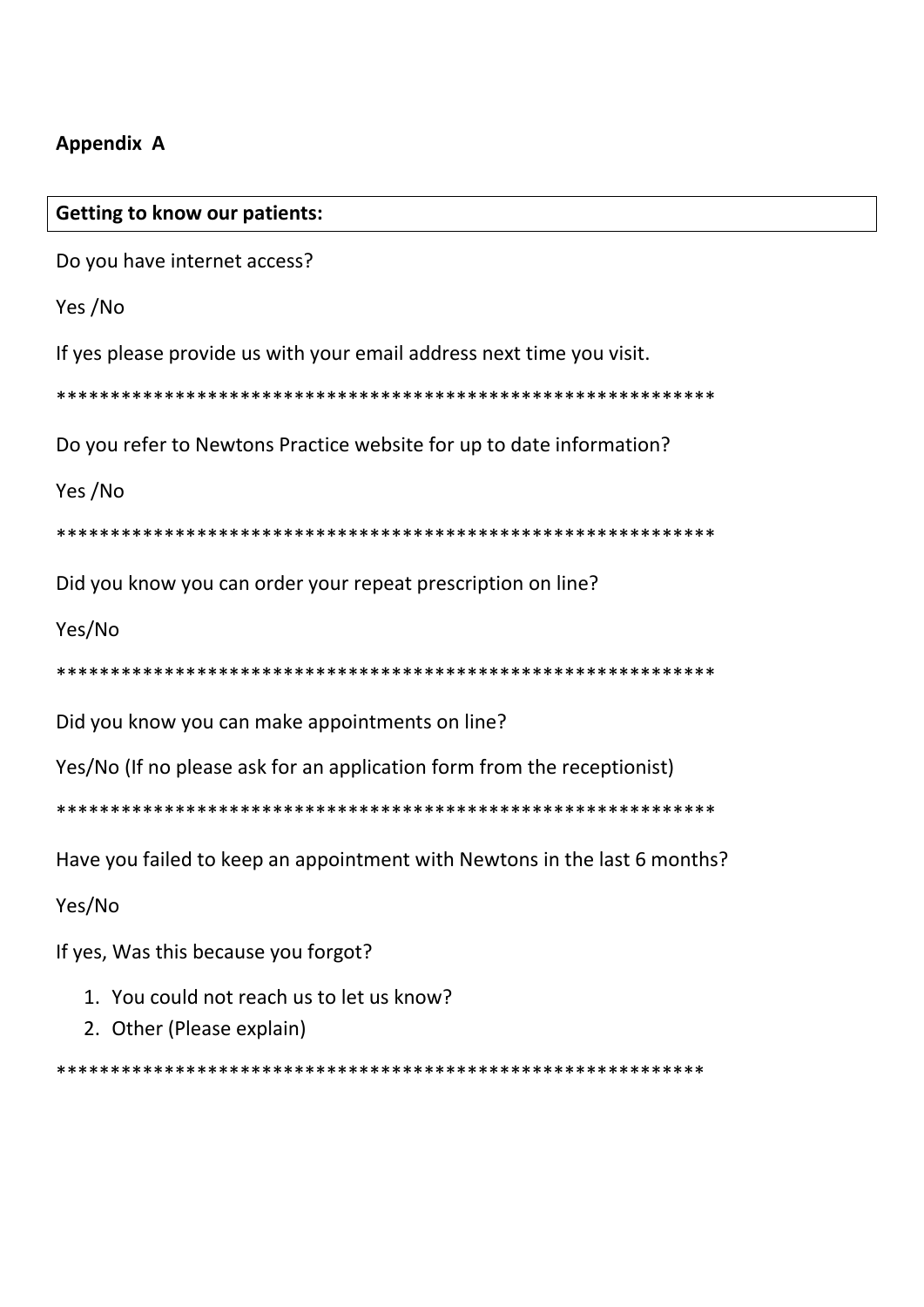**Appendix A**

| Getting to know our patients: |
|---|

Do you have internet access?

Yes /No

If yes please provide us with your email address next time you visit.

**************************************************************

Do you refer to Newtons Practice website for up to date information?

Yes /No

**************************************************************

Did you know you can order your repeat prescription on line?

Yes/No

**************************************************************

Did you know you can make appointments on line?

Yes/No (If no please ask for an application form from the receptionist)

**************************************************************

Have you failed to keep an appointment with Newtons in the last 6 months?

Yes/No

If yes, Was this because you forgot?

1. You could not reach us to let us know?
2. Other (Please explain)

**************************************************************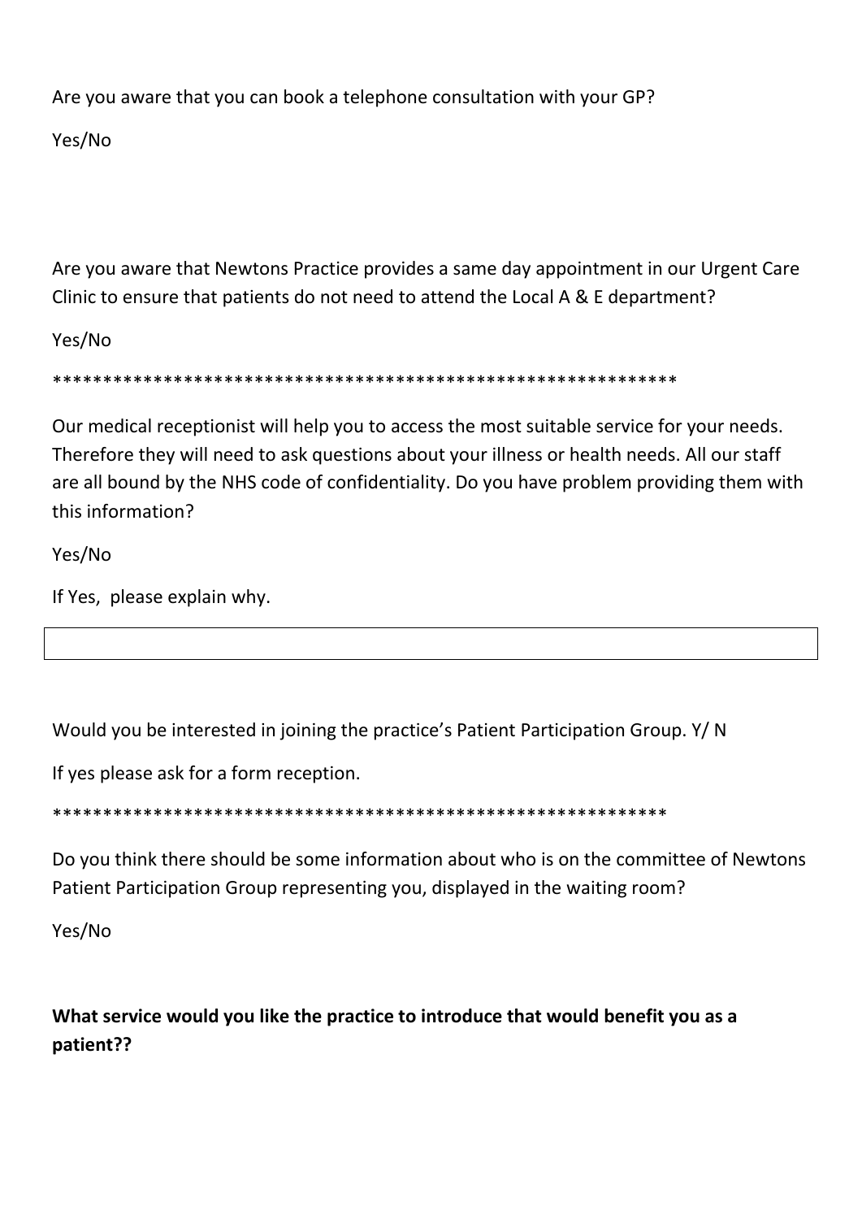Are you aware that you can book a telephone consultation with your GP?

Yes/No

Are you aware that Newtons Practice provides a same day appointment in our Urgent Care Clinic to ensure that patients do not need to attend the Local A & E department?

Yes/No

**************************************************************

Our medical receptionist will help you to access the most suitable service for your needs. Therefore they will need to ask questions about your illness or health needs. All our staff are all bound by the NHS code of confidentiality. Do you have problem providing them with this information?

Yes/No

If Yes, please explain why.

| |
|---|

Would you be interested in joining the practice's Patient Participation Group. Y/ N

If yes please ask for a form reception.

**************************************************************

Do you think there should be some information about who is on the committee of Newtons Patient Participation Group representing you, displayed in the waiting room?

Yes/No

**What service would you like the practice to introduce that would benefit you as a patient??**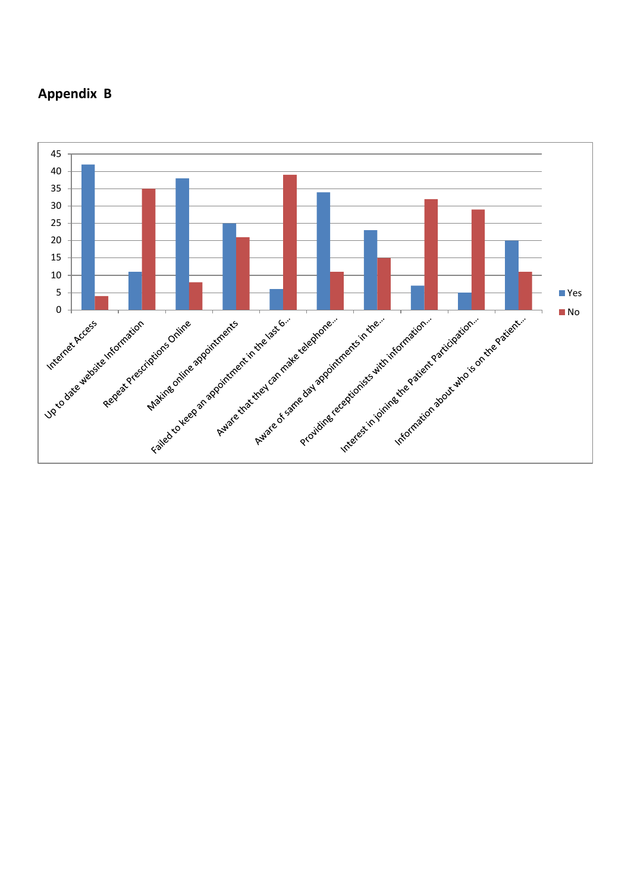## Appendix B

| | Yes | No |
|---|---|---|
| Internet Access | 42 | 4 |
| Up to date website Information | 11 | 35 |
| Repeat Prescriptions Online | 38 | 8 |
| Making online appointments | 25 | 21 |
| Failed to keep an appointment in the last 6… | 6 | 39 |
| Aware that they can make telephone… | 34 | 11 |
| Aware of same day appointments in the… | 23 | 15 |
| Providing receptionists with information… | 7 | 32 |
| Interest in joining the Patient Participation… | 5 | 29 |
| Information about who is on the Patient… | 20 | 11 |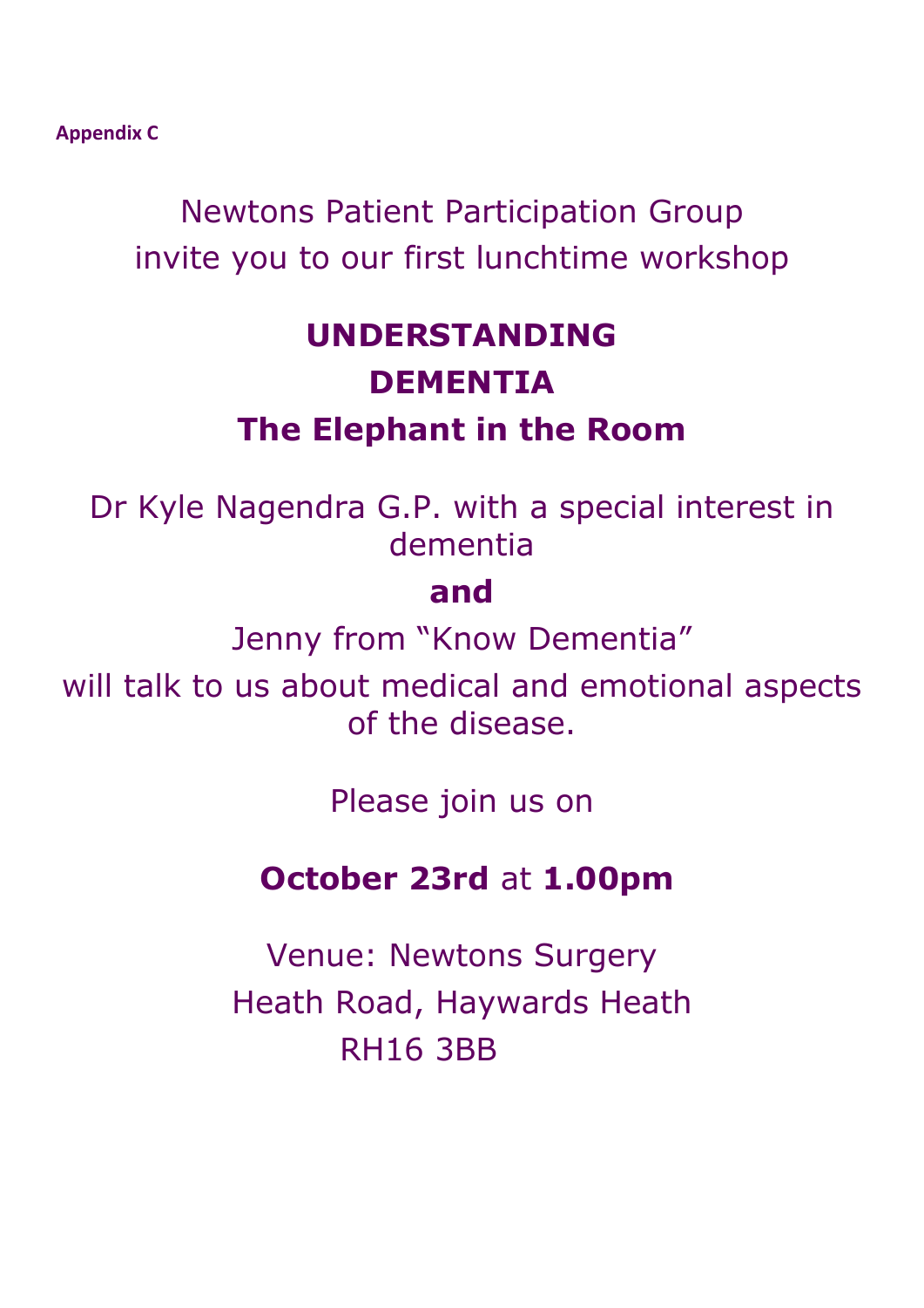**Appendix C**

Newtons Patient Participation Group
invite you to our first lunchtime workshop

# UNDERSTANDING DEMENTIA

## The Elephant in the Room

Dr Kyle Nagendra G.P. with a special interest in dementia

**and**

Jenny from "Know Dementia"

will talk to us about medical and emotional aspects of the disease.

Please join us on

**October 23rd** at **1.00pm**

Venue: Newtons Surgery
Heath Road, Haywards Heath
RH16 3BB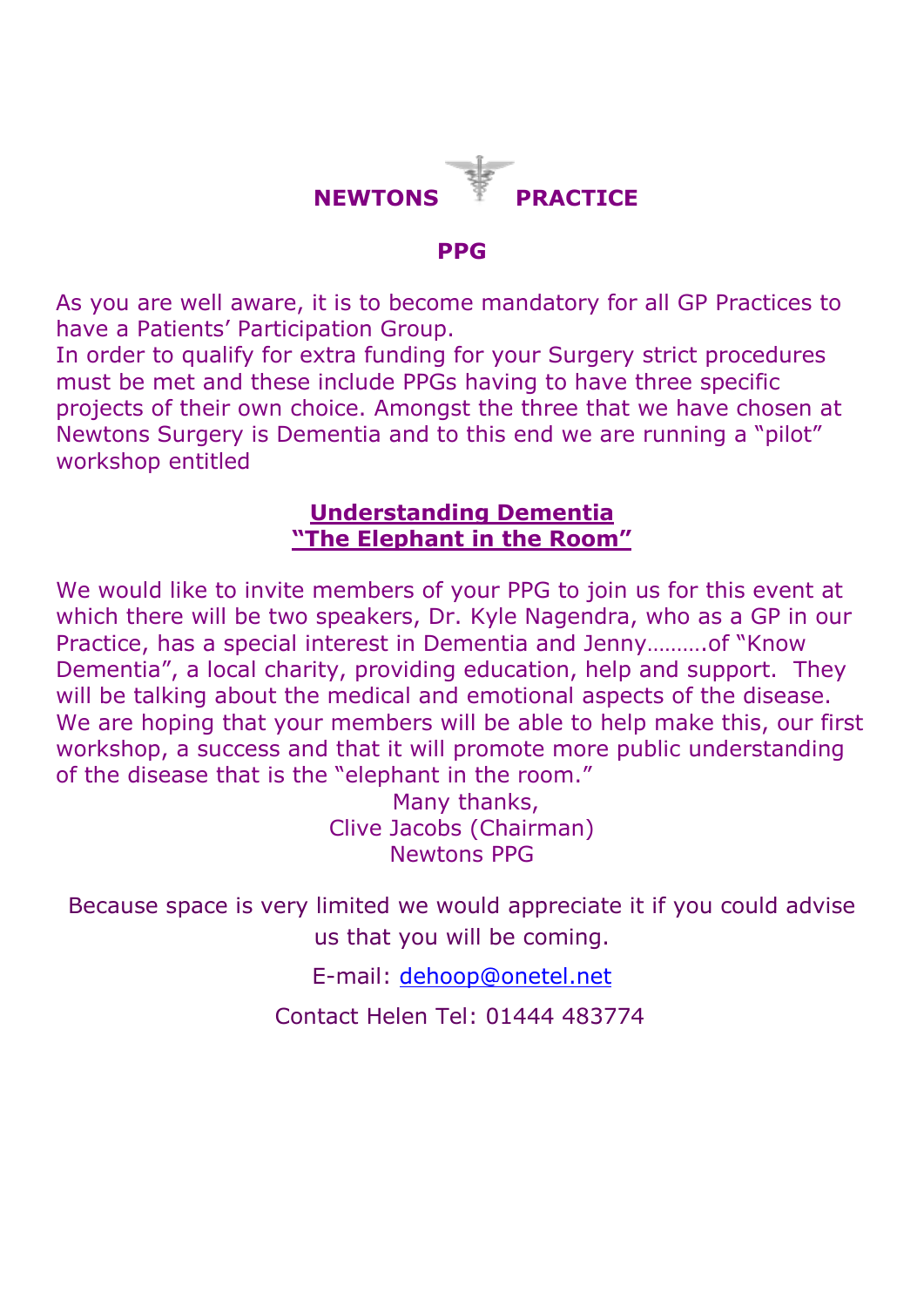**NEWTONS PRACTICE**

**PPG**

As you are well aware, it is to become mandatory for all GP Practices to have a Patients' Participation Group.
In order to qualify for extra funding for your Surgery strict procedures must be met and these include PPGs having to have three specific projects of their own choice. Amongst the three that we have chosen at Newtons Surgery is Dementia and to this end we are running a "pilot" workshop entitled

**Understanding Dementia**
**"The Elephant in the Room"**

We would like to invite members of your PPG to join us for this event at which there will be two speakers, Dr. Kyle Nagendra, who as a GP in our Practice, has a special interest in Dementia and Jenny……….of "Know Dementia", a local charity, providing education, help and support. They will be talking about the medical and emotional aspects of the disease. We are hoping that your members will be able to help make this, our first workshop, a success and that it will promote more public understanding of the disease that is the "elephant in the room."

Many thanks,
Clive Jacobs (Chairman)
Newtons PPG

Because space is very limited we would appreciate it if you could advise us that you will be coming.

E-mail: dehoop@onetel.net

Contact Helen Tel: 01444 483774